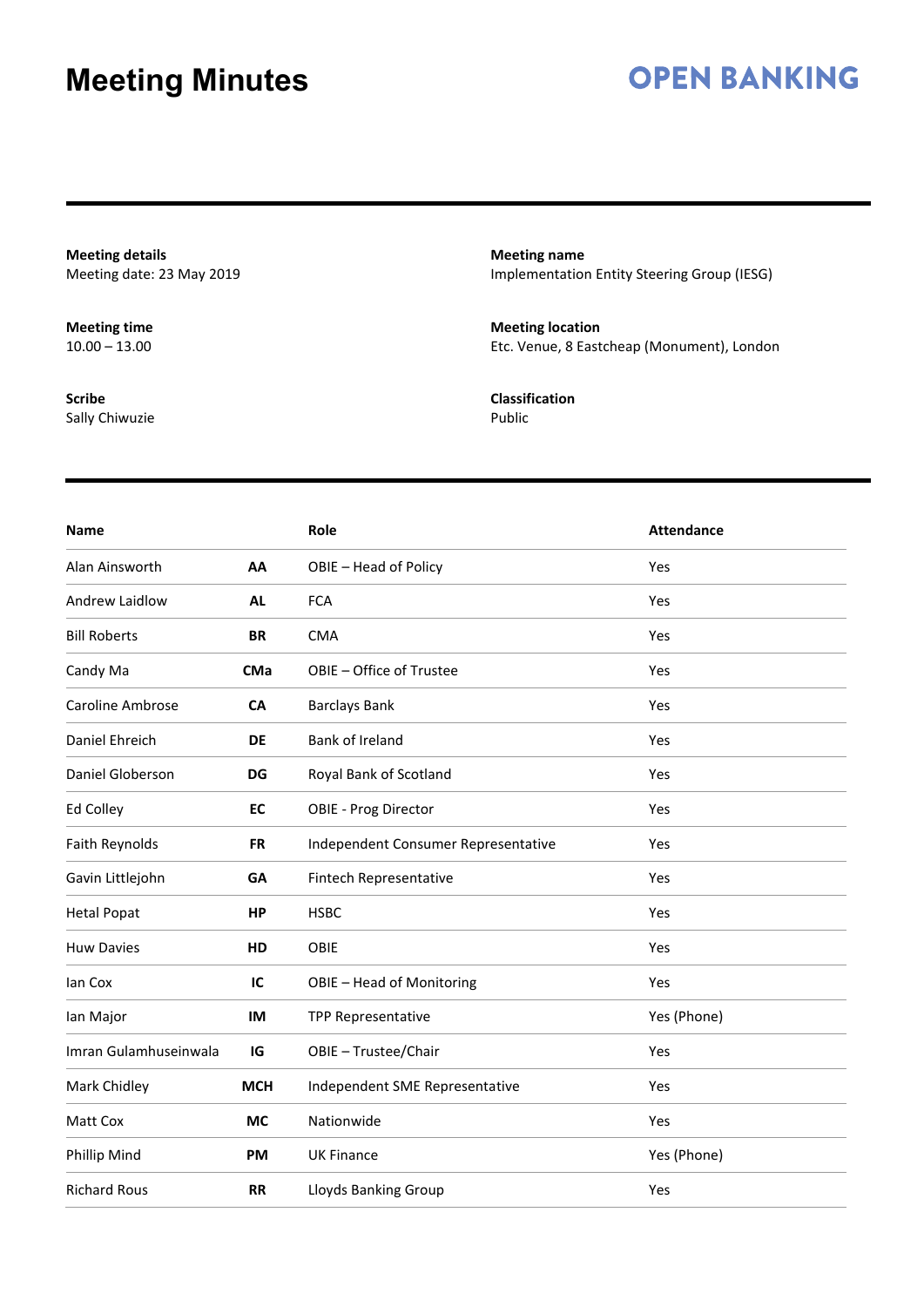# Meeting Minutes

**OPEN BANKING**

**Meeting details**
Meeting date: 23 May 2019

**Meeting name**
Implementation Entity Steering Group (IESG)

**Meeting time**
10.00 – 13.00

**Meeting location**
Etc. Venue, 8 Eastcheap (Monument), London

**Scribe**
Sally Chiwuzie

**Classification**
Public

| Name | | Role | Attendance |
|---|---|---|---|
| Alan Ainsworth | **AA** | OBIE – Head of Policy | Yes |
| Andrew Laidlow | **AL** | FCA | Yes |
| Bill Roberts | **BR** | CMA | Yes |
| Candy Ma | **CMa** | OBIE – Office of Trustee | Yes |
| Caroline Ambrose | **CA** | Barclays Bank | Yes |
| Daniel Ehreich | **DE** | Bank of Ireland | Yes |
| Daniel Globerson | **DG** | Royal Bank of Scotland | Yes |
| Ed Colley | **EC** | OBIE - Prog Director | Yes |
| Faith Reynolds | **FR** | Independent Consumer Representative | Yes |
| Gavin Littlejohn | **GA** | Fintech Representative | Yes |
| Hetal Popat | **HP** | HSBC | Yes |
| Huw Davies | **HD** | OBIE | Yes |
| Ian Cox | **IC** | OBIE – Head of Monitoring | Yes |
| Ian Major | **IM** | TPP Representative | Yes (Phone) |
| Imran Gulamhuseinwala | **IG** | OBIE – Trustee/Chair | Yes |
| Mark Chidley | **MCH** | Independent SME Representative | Yes |
| Matt Cox | **MC** | Nationwide | Yes |
| Phillip Mind | **PM** | UK Finance | Yes (Phone) |
| Richard Rous | **RR** | Lloyds Banking Group | Yes |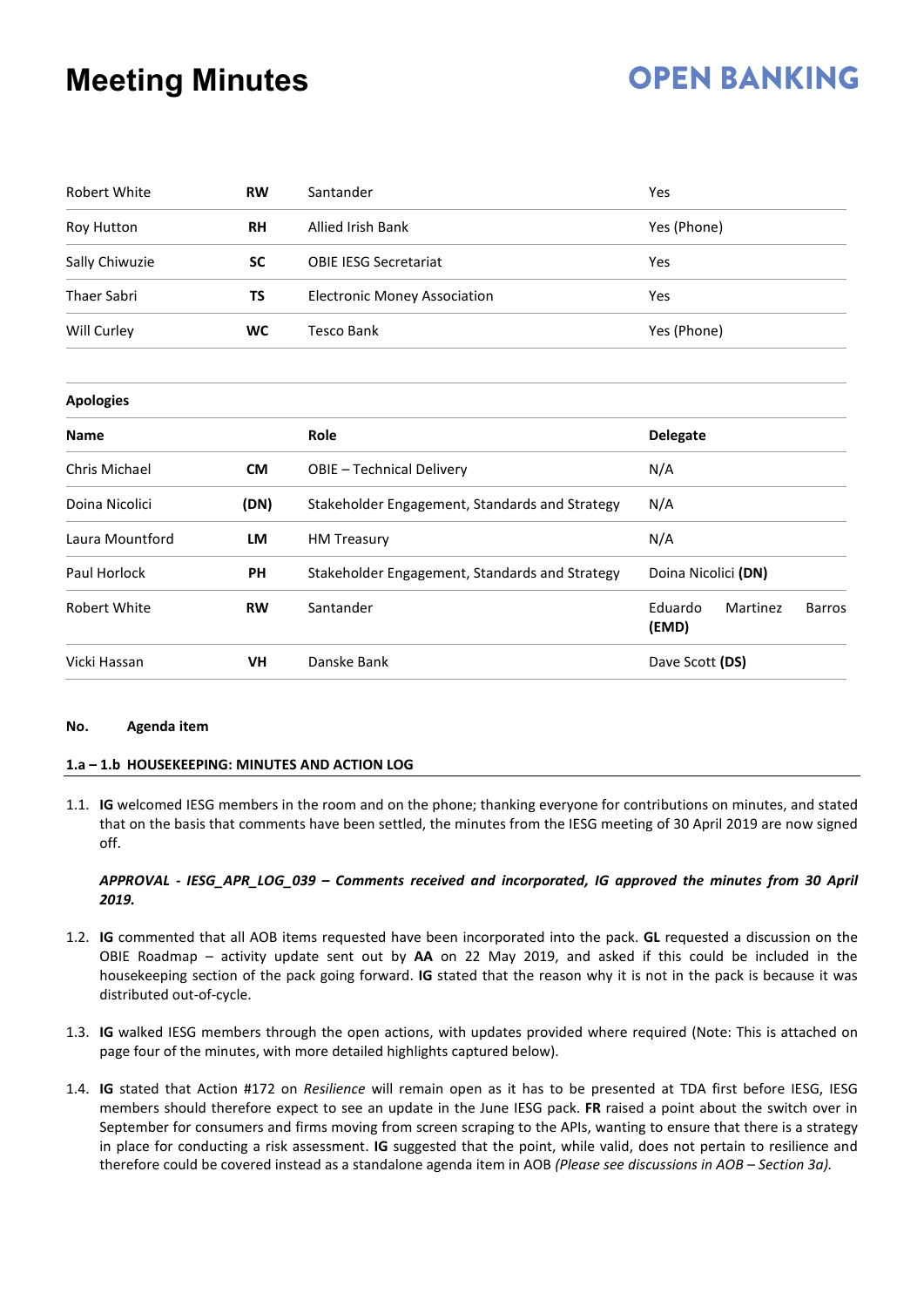| | | | |
|---|---|---|---|
| Robert White | **RW** | Santander | Yes |
| Roy Hutton | **RH** | Allied Irish Bank | Yes (Phone) |
| Sally Chiwuzie | **SC** | OBIE IESG Secretariat | Yes |
| Thaer Sabri | **TS** | Electronic Money Association | Yes |
| Will Curley | **WC** | Tesco Bank | Yes (Phone) |

**Apologies**

| **Name** | | **Role** | **Delegate** |
|---|---|---|---|
| Chris Michael | **CM** | OBIE – Technical Delivery | N/A |
| Doina Nicolici | **(DN)** | Stakeholder Engagement, Standards and Strategy | N/A |
| Laura Mountford | **LM** | HM Treasury | N/A |
| Paul Horlock | **PH** | Stakeholder Engagement, Standards and Strategy | Doina Nicolici **(DN)** |
| Robert White | **RW** | Santander | Eduardo Martinez Barros **(EMD)** |
| Vicki Hassan | **VH** | Danske Bank | Dave Scott **(DS)** |

**No. Agenda item**

**1.a – 1.b HOUSEKEEPING: MINUTES AND ACTION LOG**

1.1. **IG** welcomed IESG members in the room and on the phone; thanking everyone for contributions on minutes, and stated that on the basis that comments have been settled, the minutes from the IESG meeting of 30 April 2019 are now signed off.

***APPROVAL - IESG_APR_LOG_039 – Comments received and incorporated, IG approved the minutes from 30 April 2019.***

1.2. **IG** commented that all AOB items requested have been incorporated into the pack. **GL** requested a discussion on the OBIE Roadmap – activity update sent out by **AA** on 22 May 2019, and asked if this could be included in the housekeeping section of the pack going forward. **IG** stated that the reason why it is not in the pack is because it was distributed out-of-cycle.

1.3. **IG** walked IESG members through the open actions, with updates provided where required (Note: This is attached on page four of the minutes, with more detailed highlights captured below).

1.4. **IG** stated that Action #172 on *Resilience* will remain open as it has to be presented at TDA first before IESG, IESG members should therefore expect to see an update in the June IESG pack. **FR** raised a point about the switch over in September for consumers and firms moving from screen scraping to the APIs, wanting to ensure that there is a strategy in place for conducting a risk assessment. **IG** suggested that the point, while valid, does not pertain to resilience and therefore could be covered instead as a standalone agenda item in AOB *(Please see discussions in AOB – Section 3a).*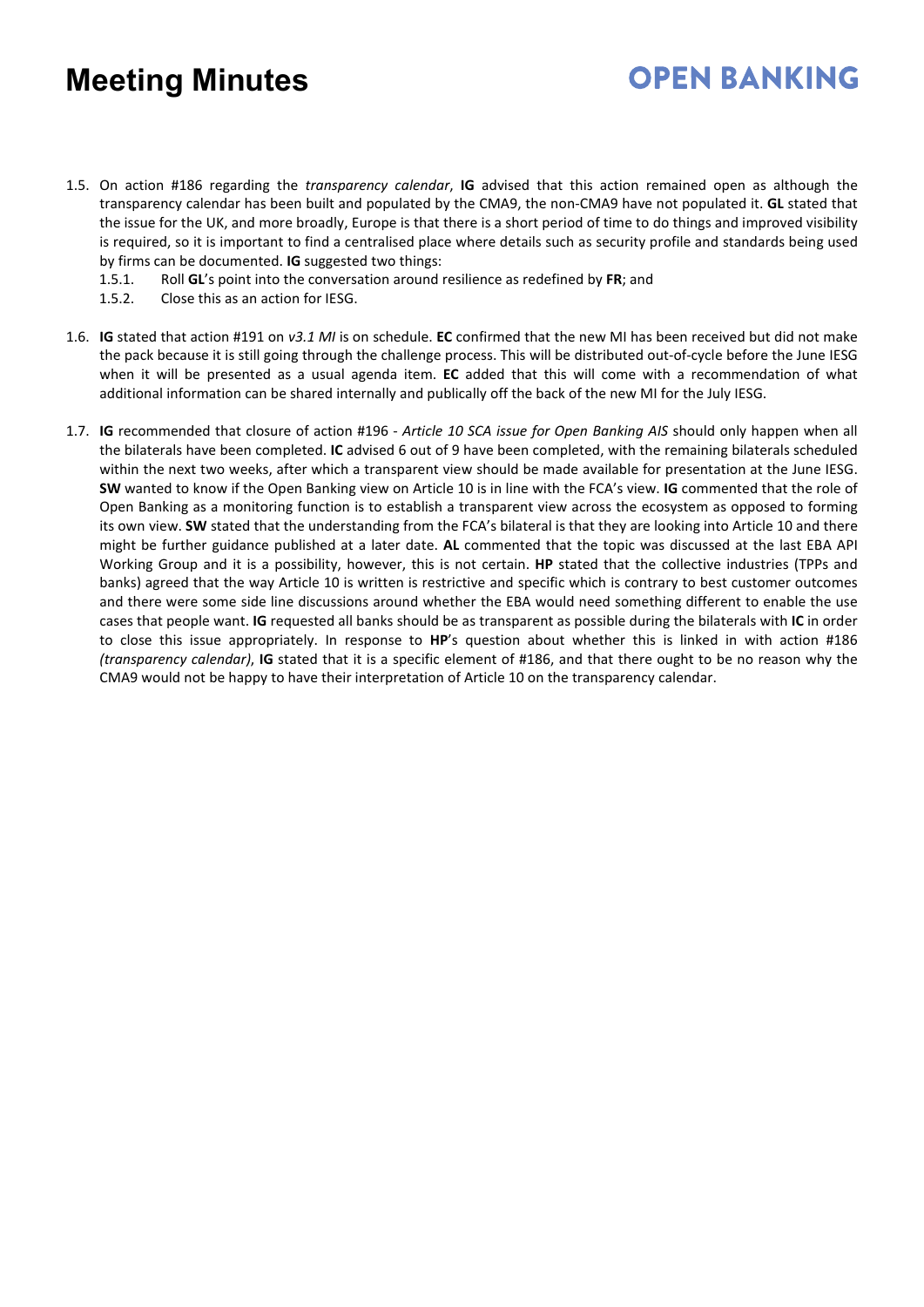1.5. On action #186 regarding the *transparency calendar*, **IG** advised that this action remained open as although the transparency calendar has been built and populated by the CMA9, the non-CMA9 have not populated it. **GL** stated that the issue for the UK, and more broadly, Europe is that there is a short period of time to do things and improved visibility is required, so it is important to find a centralised place where details such as security profile and standards being used by firms can be documented. **IG** suggested two things:

   1.5.1. Roll **GL**'s point into the conversation around resilience as redefined by **FR**; and

   1.5.2. Close this as an action for IESG.

1.6. **IG** stated that action #191 on *v3.1 MI* is on schedule. **EC** confirmed that the new MI has been received but did not make the pack because it is still going through the challenge process. This will be distributed out-of-cycle before the June IESG when it will be presented as a usual agenda item. **EC** added that this will come with a recommendation of what additional information can be shared internally and publically off the back of the new MI for the July IESG.

1.7. **IG** recommended that closure of action #196 - *Article 10 SCA issue for Open Banking AIS* should only happen when all the bilaterals have been completed. **IC** advised 6 out of 9 have been completed, with the remaining bilaterals scheduled within the next two weeks, after which a transparent view should be made available for presentation at the June IESG. **SW** wanted to know if the Open Banking view on Article 10 is in line with the FCA's view. **IG** commented that the role of Open Banking as a monitoring function is to establish a transparent view across the ecosystem as opposed to forming its own view. **SW** stated that the understanding from the FCA's bilateral is that they are looking into Article 10 and there might be further guidance published at a later date. **AL** commented that the topic was discussed at the last EBA API Working Group and it is a possibility, however, this is not certain. **HP** stated that the collective industries (TPPs and banks) agreed that the way Article 10 is written is restrictive and specific which is contrary to best customer outcomes and there were some side line discussions around whether the EBA would need something different to enable the use cases that people want. **IG** requested all banks should be as transparent as possible during the bilaterals with **IC** in order to close this issue appropriately. In response to **HP**'s question about whether this is linked in with action #186 *(transparency calendar)*, **IG** stated that it is a specific element of #186, and that there ought to be no reason why the CMA9 would not be happy to have their interpretation of Article 10 on the transparency calendar.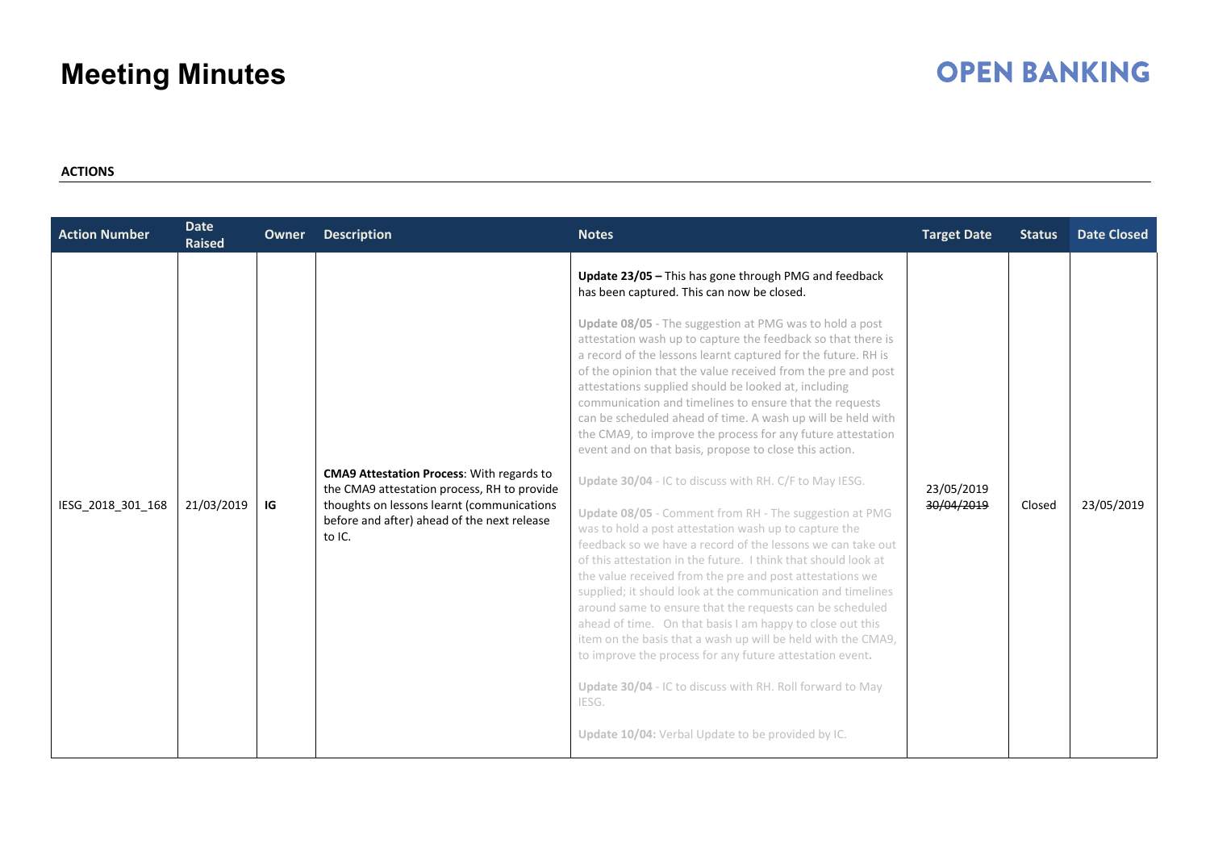# Meeting Minutes

**OPEN BANKING**

**ACTIONS**

| Action Number | Date Raised | Owner | Description | Notes | Target Date | Status | Date Closed |
|---|---|---|---|---|---|---|---|
| IESG_2018_301_168 | 21/03/2019 | **IG** | **CMA9 Attestation Process**: With regards to the CMA9 attestation process, RH to provide thoughts on lessons learnt (communications before and after) ahead of the next release to IC. | **Update 23/05 –** This has gone through PMG and feedback has been captured. This can now be closed.<br><br>**Update 08/05** - The suggestion at PMG was to hold a post attestation wash up to capture the feedback so that there is a record of the lessons learnt captured for the future. RH is of the opinion that the value received from the pre and post attestations supplied should be looked at, including communication and timelines to ensure that the requests can be scheduled ahead of time. A wash up will be held with the CMA9, to improve the process for any future attestation event and on that basis, propose to close this action.<br><br>**Update 30/04** - IC to discuss with RH. C/F to May IESG.<br><br>**Update 08/05** - Comment from RH - The suggestion at PMG was to hold a post attestation wash up to capture the feedback so we have a record of the lessons we can take out of this attestation in the future. I think that should look at the value received from the pre and post attestations we supplied; it should look at the communication and timelines around same to ensure that the requests can be scheduled ahead of time. On that basis I am happy to close out this item on the basis that a wash up will be held with the CMA9, to improve the process for any future attestation event.<br><br>**Update 30/04** - IC to discuss with RH. Roll forward to May IESG.<br><br>**Update 10/04:** Verbal Update to be provided by IC. | 23/05/2019<br>~~30/04/2019~~ | Closed | 23/05/2019 |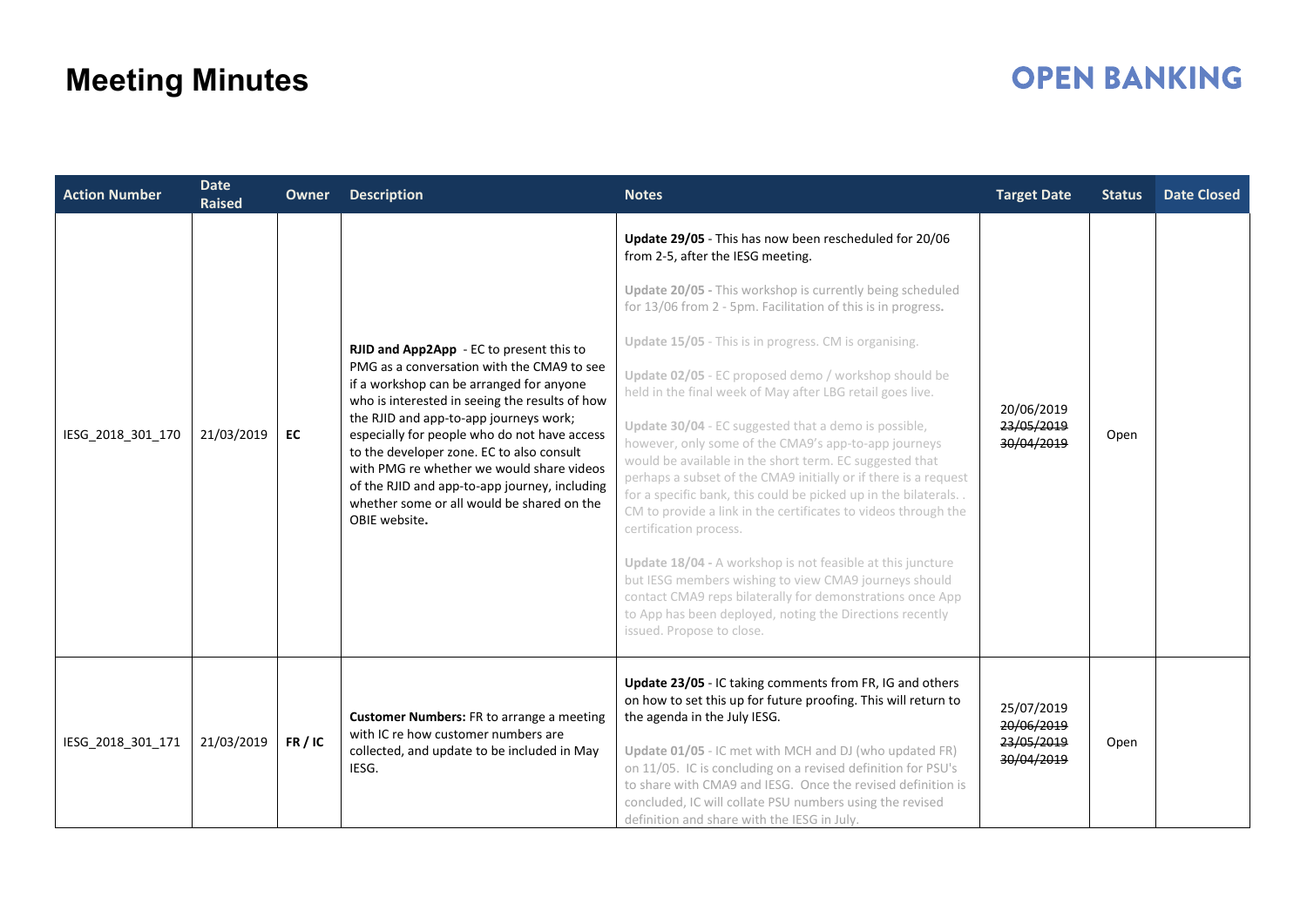# Meeting Minutes

| Action Number | Date Raised | Owner | Description | Notes | Target Date | Status | Date Closed |
|---|---|---|---|---|---|---|---|
| IESG_2018_301_170 | 21/03/2019 | **EC** | **RJID and App2App** - EC to present this to PMG as a conversation with the CMA9 to see if a workshop can be arranged for anyone who is interested in seeing the results of how the RJID and app-to-app journeys work; especially for people who do not have access to the developer zone. EC to also consult with PMG re whether we would share videos of the RJID and app-to-app journey, including whether some or all would be shared on the OBIE website**.** | **Update 29/05** - This has now been rescheduled for 20/06 from 2-5, after the IESG meeting.<br><br>**Update 20/05 -** This workshop is currently being scheduled for 13/06 from 2 - 5pm. Facilitation of this is in progress**.**<br><br>**Update 15/05** - This is in progress. CM is organising.<br><br>**Update 02/05** - EC proposed demo / workshop should be held in the final week of May after LBG retail goes live.<br><br>**Update 30/04** - EC suggested that a demo is possible, however, only some of the CMA9's app-to-app journeys would be available in the short term. EC suggested that perhaps a subset of the CMA9 initially or if there is a request for a specific bank, this could be picked up in the bilaterals. . CM to provide a link in the certificates to videos through the certification process.<br><br>**Update 18/04 -** A workshop is not feasible at this juncture but IESG members wishing to view CMA9 journeys should contact CMA9 reps bilaterally for demonstrations once App to App has been deployed, noting the Directions recently issued. Propose to close. | 20/06/2019<br>~~23/05/2019~~<br>~~30/04/2019~~ | Open | |
| IESG_2018_301_171 | 21/03/2019 | **FR / IC** | **Customer Numbers:** FR to arrange a meeting with IC re how customer numbers are collected, and update to be included in May IESG. | **Update 23/05** - IC taking comments from FR, IG and others on how to set this up for future proofing. This will return to the agenda in the July IESG.<br><br>**Update 01/05** - IC met with MCH and DJ (who updated FR) on 11/05. IC is concluding on a revised definition for PSU's to share with CMA9 and IESG. Once the revised definition is concluded, IC will collate PSU numbers using the revised definition and share with the IESG in July. | 25/07/2019<br>~~20/06/2019~~<br>~~23/05/2019~~<br>~~30/04/2019~~ | Open | |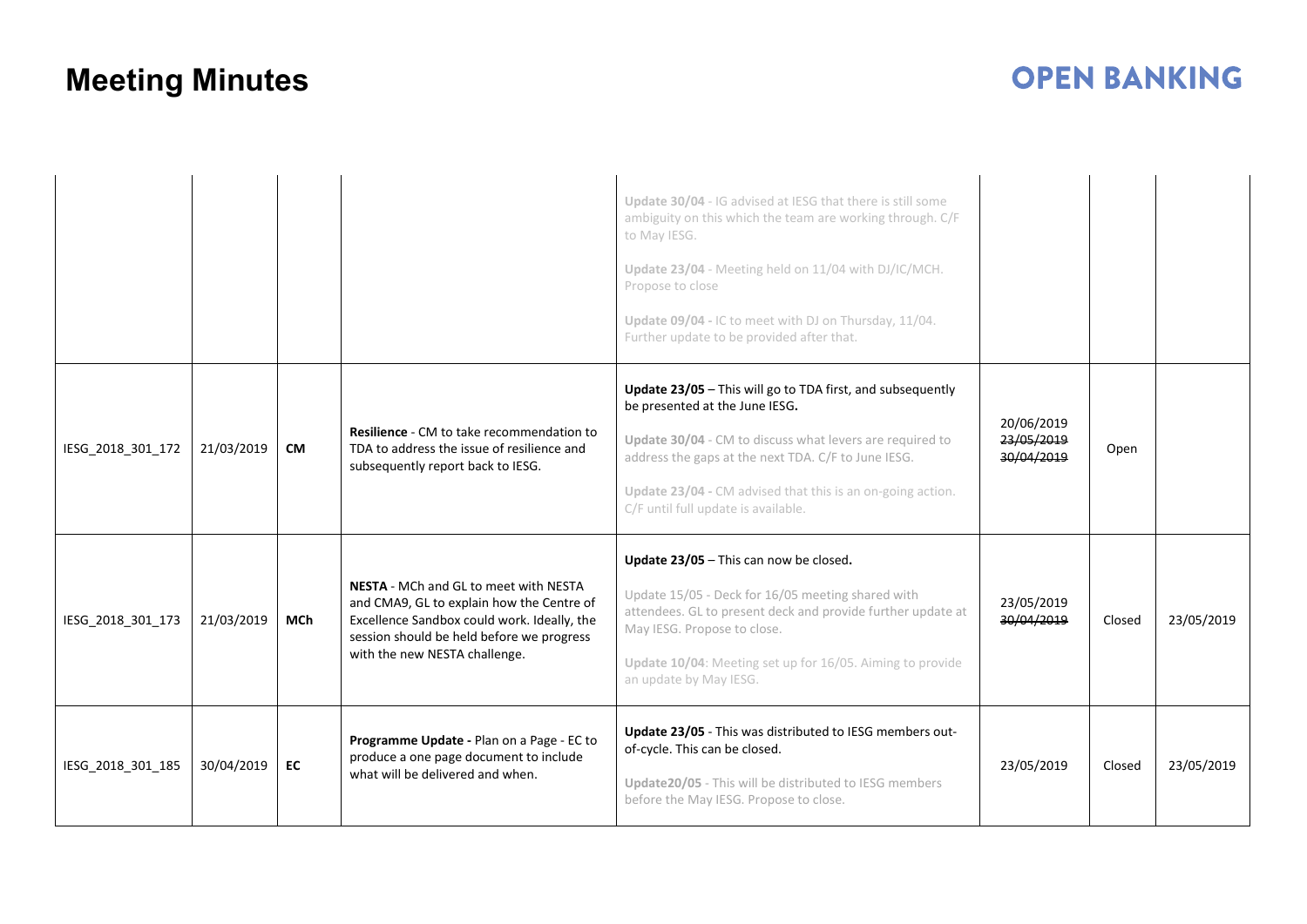# Meeting Minutes

| | | | | | | | |
|---|---|---|---|---|---|---|---|
| | | | | **Update 30/04** - IG advised at IESG that there is still some ambiguity on this which the team are working through. C/F to May IESG.<br><br>**Update 23/04** - Meeting held on 11/04 with DJ/IC/MCH. Propose to close<br><br>**Update 09/04 -** IC to meet with DJ on Thursday, 11/04. Further update to be provided after that. | | | |
| IESG_2018_301_172 | 21/03/2019 | **CM** | **Resilience** - CM to take recommendation to TDA to address the issue of resilience and subsequently report back to IESG. | **Update 23/05** – This will go to TDA first, and subsequently be presented at the June IESG**.**<br><br>**Update 30/04** - CM to discuss what levers are required to address the gaps at the next TDA. C/F to June IESG.<br><br>**Update 23/04 -** CM advised that this is an on-going action. C/F until full update is available. | 20/06/2019<br>~~23/05/2019~~<br>~~30/04/2019~~ | Open | |
| IESG_2018_301_173 | 21/03/2019 | **MCh** | **NESTA** - MCh and GL to meet with NESTA and CMA9, GL to explain how the Centre of Excellence Sandbox could work. Ideally, the session should be held before we progress with the new NESTA challenge. | **Update 23/05** – This can now be closed**.**<br><br>Update 15/05 - Deck for 16/05 meeting shared with attendees. GL to present deck and provide further update at May IESG. Propose to close.<br><br>**Update 10/04**: Meeting set up for 16/05. Aiming to provide an update by May IESG. | 23/05/2019<br>~~30/04/2019~~ | Closed | 23/05/2019 |
| IESG_2018_301_185 | 30/04/2019 | **EC** | **Programme Update -** Plan on a Page - EC to produce a one page document to include what will be delivered and when. | **Update 23/05** - This was distributed to IESG members out-of-cycle. This can be closed.<br><br>**Update20/05** - This will be distributed to IESG members before the May IESG. Propose to close. | 23/05/2019 | Closed | 23/05/2019 |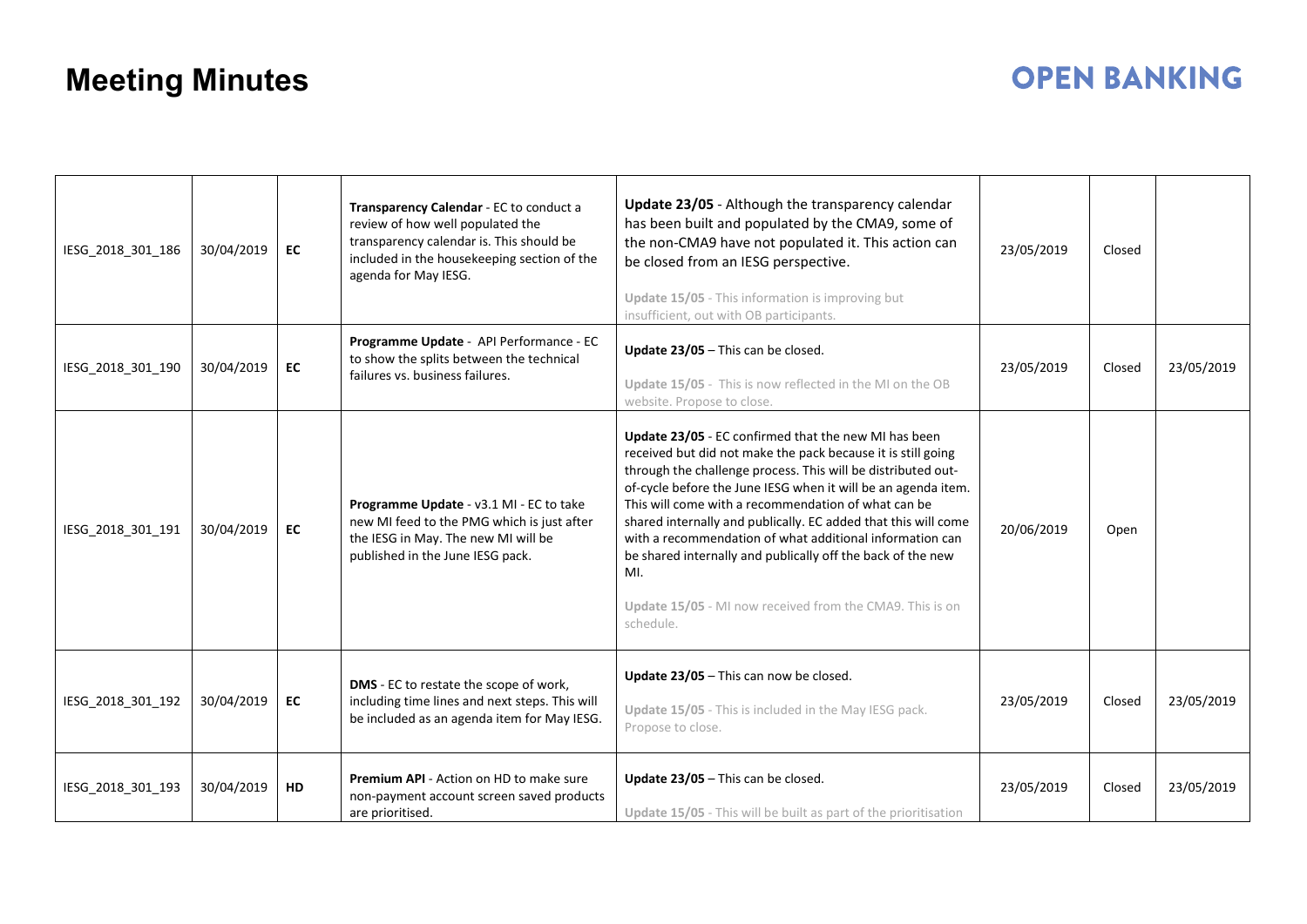# Meeting Minutes

| | | | | | | | |
|---|---|---|---|---|---|---|---|
| IESG_2018_301_186 | 30/04/2019 | **EC** | **Transparency Calendar** - EC to conduct a review of how well populated the transparency calendar is. This should be included in the housekeeping section of the agenda for May IESG. | **Update 23/05** - Although the transparency calendar has been built and populated by the CMA9, some of the non-CMA9 have not populated it. This action can be closed from an IESG perspective.<br><br>**Update 15/05** - This information is improving but insufficient, out with OB participants. | 23/05/2019 | Closed | |
| IESG_2018_301_190 | 30/04/2019 | **EC** | **Programme Update** - API Performance - EC to show the splits between the technical failures vs. business failures. | **Update 23/05** – This can be closed.<br><br>**Update 15/05** - This is now reflected in the MI on the OB website. Propose to close. | 23/05/2019 | Closed | 23/05/2019 |
| IESG_2018_301_191 | 30/04/2019 | **EC** | **Programme Update** - v3.1 MI - EC to take new MI feed to the PMG which is just after the IESG in May. The new MI will be published in the June IESG pack. | **Update 23/05** - EC confirmed that the new MI has been received but did not make the pack because it is still going through the challenge process. This will be distributed out-of-cycle before the June IESG when it will be an agenda item. This will come with a recommendation of what can be shared internally and publically. EC added that this will come with a recommendation of what additional information can be shared internally and publically off the back of the new MI.<br><br>**Update 15/05** - MI now received from the CMA9. This is on schedule. | 20/06/2019 | Open | |
| IESG_2018_301_192 | 30/04/2019 | **EC** | **DMS** - EC to restate the scope of work, including time lines and next steps. This will be included as an agenda item for May IESG. | **Update 23/05** – This can now be closed.<br><br>**Update 15/05** - This is included in the May IESG pack. Propose to close. | 23/05/2019 | Closed | 23/05/2019 |
| IESG_2018_301_193 | 30/04/2019 | **HD** | **Premium API** - Action on HD to make sure non-payment account screen saved products are prioritised. | **Update 23/05** – This can be closed.<br><br>**Update 15/05** - This will be built as part of the prioritisation | 23/05/2019 | Closed | 23/05/2019 |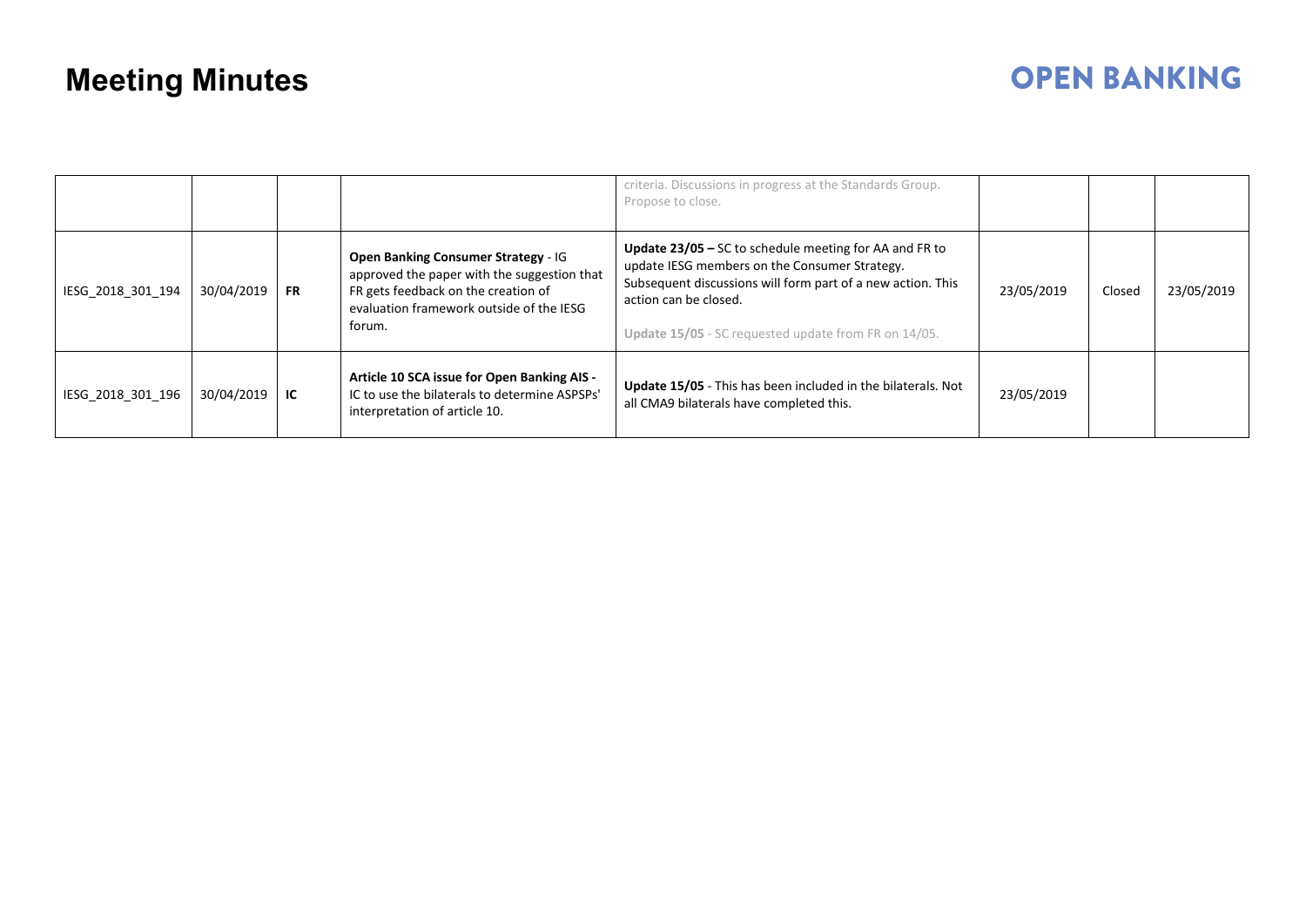# Meeting Minutes

| | | | | | | | |
|---|---|---|---|---|---|---|---|
| | | | | criteria. Discussions in progress at the Standards Group. Propose to close. | | | |
| IESG_2018_301_194 | 30/04/2019 | **FR** | **Open Banking Consumer Strategy** - IG approved the paper with the suggestion that FR gets feedback on the creation of evaluation framework outside of the IESG forum. | **Update 23/05 –** SC to schedule meeting for AA and FR to update IESG members on the Consumer Strategy. Subsequent discussions will form part of a new action. This action can be closed.<br><br>**Update 15/05** - SC requested update from FR on 14/05. | 23/05/2019 | Closed | 23/05/2019 |
| IESG_2018_301_196 | 30/04/2019 | **IC** | **Article 10 SCA issue for Open Banking AIS -** IC to use the bilaterals to determine ASPSPs' interpretation of article 10. | **Update 15/05** - This has been included in the bilaterals. Not all CMA9 bilaterals have completed this. | 23/05/2019 | | |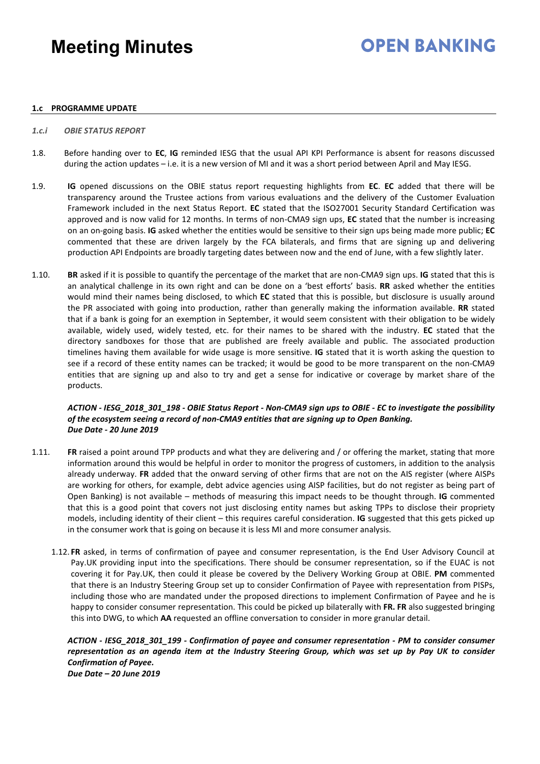#### 1.c PROGRAMME UPDATE

*1.c.i OBIE STATUS REPORT*

1.8. Before handing over to **EC**, **IG** reminded IESG that the usual API KPI Performance is absent for reasons discussed during the action updates – i.e. it is a new version of MI and it was a short period between April and May IESG.

1.9. **IG** opened discussions on the OBIE status report requesting highlights from **EC**. **EC** added that there will be transparency around the Trustee actions from various evaluations and the delivery of the Customer Evaluation Framework included in the next Status Report. **EC** stated that the ISO27001 Security Standard Certification was approved and is now valid for 12 months. In terms of non-CMA9 sign ups, **EC** stated that the number is increasing on an on-going basis. **IG** asked whether the entities would be sensitive to their sign ups being made more public; **EC** commented that these are driven largely by the FCA bilaterals, and firms that are signing up and delivering production API Endpoints are broadly targeting dates between now and the end of June, with a few slightly later.

1.10. **BR** asked if it is possible to quantify the percentage of the market that are non-CMA9 sign ups. **IG** stated that this is an analytical challenge in its own right and can be done on a 'best efforts' basis. **RR** asked whether the entities would mind their names being disclosed, to which **EC** stated that this is possible, but disclosure is usually around the PR associated with going into production, rather than generally making the information available. **RR** stated that if a bank is going for an exemption in September, it would seem consistent with their obligation to be widely available, widely used, widely tested, etc. for their names to be shared with the industry. **EC** stated that the directory sandboxes for those that are published are freely available and public. The associated production timelines having them available for wide usage is more sensitive. **IG** stated that it is worth asking the question to see if a record of these entity names can be tracked; it would be good to be more transparent on the non-CMA9 entities that are signing up and also to try and get a sense for indicative or coverage by market share of the products.

***ACTION - IESG_2018_301_198 - OBIE Status Report - Non-CMA9 sign ups to OBIE - EC to investigate the possibility of the ecosystem seeing a record of non-CMA9 entities that are signing up to Open Banking.***
***Due Date - 20 June 2019***

1.11. **FR** raised a point around TPP products and what they are delivering and / or offering the market, stating that more information around this would be helpful in order to monitor the progress of customers, in addition to the analysis already underway. **FR** added that the onward serving of other firms that are not on the AIS register (where AISPs are working for others, for example, debt advice agencies using AISP facilities, but do not register as being part of Open Banking) is not available – methods of measuring this impact needs to be thought through. **IG** commented that this is a good point that covers not just disclosing entity names but asking TPPs to disclose their propriety models, including identity of their client – this requires careful consideration. **IG** suggested that this gets picked up in the consumer work that is going on because it is less MI and more consumer analysis.

1.12. **FR** asked, in terms of confirmation of payee and consumer representation, is the End User Advisory Council at Pay.UK providing input into the specifications. There should be consumer representation, so if the EUAC is not covering it for Pay.UK, then could it please be covered by the Delivery Working Group at OBIE. **PM** commented that there is an Industry Steering Group set up to consider Confirmation of Payee with representation from PISPs, including those who are mandated under the proposed directions to implement Confirmation of Payee and he is happy to consider consumer representation. This could be picked up bilaterally with **FR. FR** also suggested bringing this into DWG, to which **AA** requested an offline conversation to consider in more granular detail.

***ACTION - IESG_2018_301_199 - Confirmation of payee and consumer representation - PM to consider consumer representation as an agenda item at the Industry Steering Group, which was set up by Pay UK to consider Confirmation of Payee.***
***Due Date – 20 June 2019***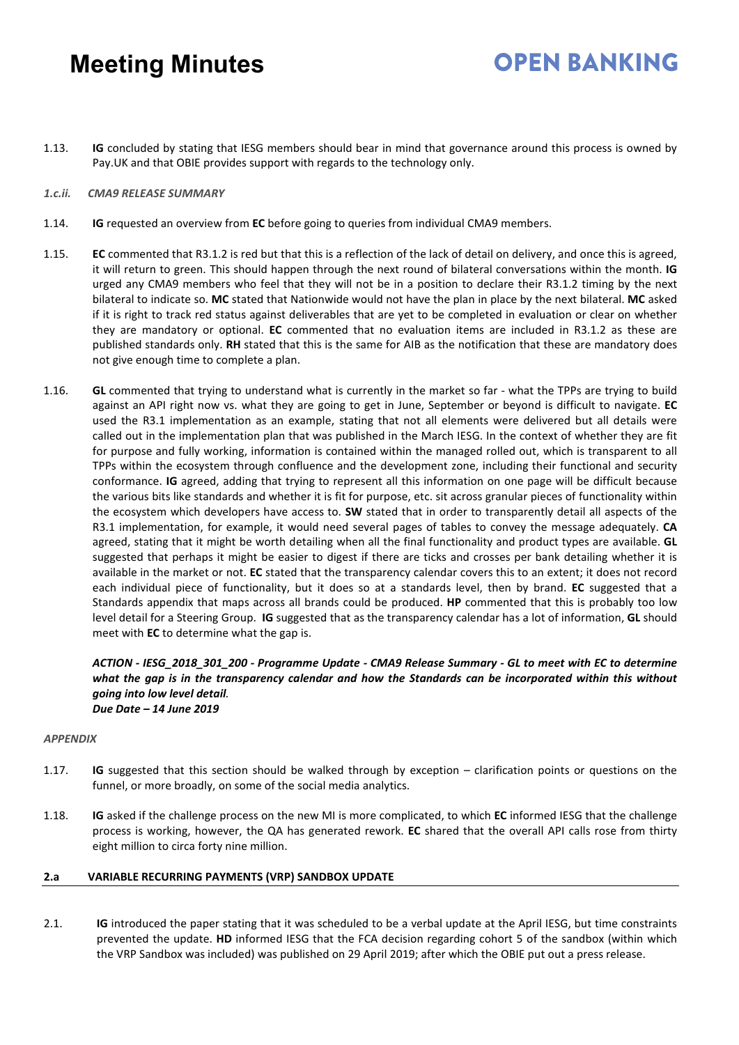1.13. **IG** concluded by stating that IESG members should bear in mind that governance around this process is owned by Pay.UK and that OBIE provides support with regards to the technology only.

*1.c.ii. CMA9 RELEASE SUMMARY*

1.14. **IG** requested an overview from **EC** before going to queries from individual CMA9 members.

1.15. **EC** commented that R3.1.2 is red but that this is a reflection of the lack of detail on delivery, and once this is agreed, it will return to green. This should happen through the next round of bilateral conversations within the month. **IG** urged any CMA9 members who feel that they will not be in a position to declare their R3.1.2 timing by the next bilateral to indicate so. **MC** stated that Nationwide would not have the plan in place by the next bilateral. **MC** asked if it is right to track red status against deliverables that are yet to be completed in evaluation or clear on whether they are mandatory or optional. **EC** commented that no evaluation items are included in R3.1.2 as these are published standards only. **RH** stated that this is the same for AIB as the notification that these are mandatory does not give enough time to complete a plan.

1.16. **GL** commented that trying to understand what is currently in the market so far - what the TPPs are trying to build against an API right now vs. what they are going to get in June, September or beyond is difficult to navigate. **EC** used the R3.1 implementation as an example, stating that not all elements were delivered but all details were called out in the implementation plan that was published in the March IESG. In the context of whether they are fit for purpose and fully working, information is contained within the managed rolled out, which is transparent to all TPPs within the ecosystem through confluence and the development zone, including their functional and security conformance. **IG** agreed, adding that trying to represent all this information on one page will be difficult because the various bits like standards and whether it is fit for purpose, etc. sit across granular pieces of functionality within the ecosystem which developers have access to. **SW** stated that in order to transparently detail all aspects of the R3.1 implementation, for example, it would need several pages of tables to convey the message adequately. **CA** agreed, stating that it might be worth detailing when all the final functionality and product types are available. **GL** suggested that perhaps it might be easier to digest if there are ticks and crosses per bank detailing whether it is available in the market or not. **EC** stated that the transparency calendar covers this to an extent; it does not record each individual piece of functionality, but it does so at a standards level, then by brand. **EC** suggested that a Standards appendix that maps across all brands could be produced. **HP** commented that this is probably too low level detail for a Steering Group. **IG** suggested that as the transparency calendar has a lot of information, **GL** should meet with **EC** to determine what the gap is.

***ACTION - IESG_2018_301_200 - Programme Update - CMA9 Release Summary - GL to meet with EC to determine what the gap is in the transparency calendar and how the Standards can be incorporated within this without going into low level detail.***
***Due Date – 14 June 2019***

*APPENDIX*

1.17. **IG** suggested that this section should be walked through by exception – clarification points or questions on the funnel, or more broadly, on some of the social media analytics.

1.18. **IG** asked if the challenge process on the new MI is more complicated, to which **EC** informed IESG that the challenge process is working, however, the QA has generated rework. **EC** shared that the overall API calls rose from thirty eight million to circa forty nine million.

**2.a VARIABLE RECURRING PAYMENTS (VRP) SANDBOX UPDATE**

2.1. **IG** introduced the paper stating that it was scheduled to be a verbal update at the April IESG, but time constraints prevented the update. **HD** informed IESG that the FCA decision regarding cohort 5 of the sandbox (within which the VRP Sandbox was included) was published on 29 April 2019; after which the OBIE put out a press release.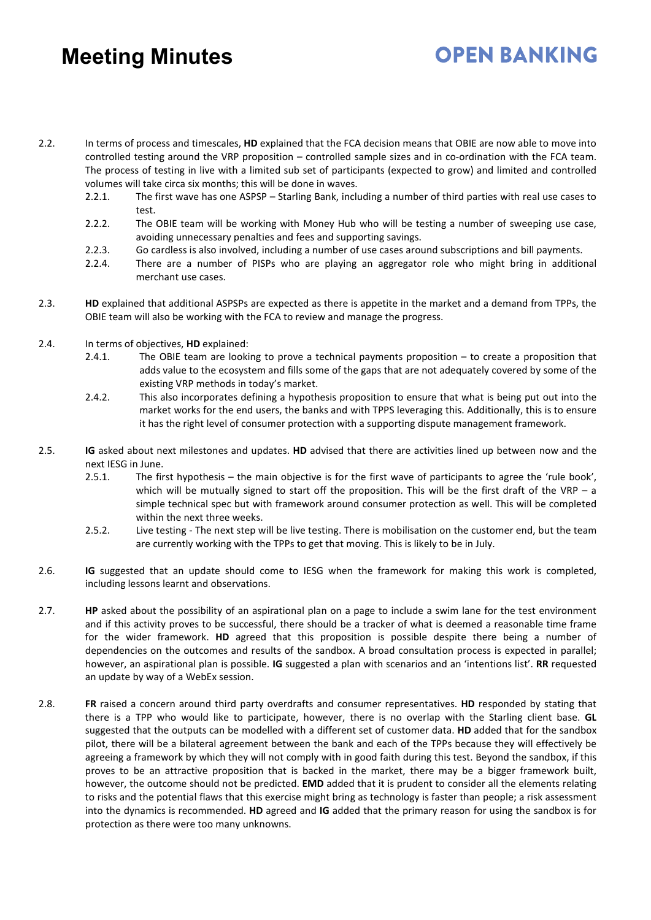2.2. In terms of process and timescales, **HD** explained that the FCA decision means that OBIE are now able to move into controlled testing around the VRP proposition – controlled sample sizes and in co-ordination with the FCA team. The process of testing in live with a limited sub set of participants (expected to grow) and limited and controlled volumes will take circa six months; this will be done in waves.

- 2.2.1. The first wave has one ASPSP – Starling Bank, including a number of third parties with real use cases to test.
- 2.2.2. The OBIE team will be working with Money Hub who will be testing a number of sweeping use case, avoiding unnecessary penalties and fees and supporting savings.
- 2.2.3. Go cardless is also involved, including a number of use cases around subscriptions and bill payments.
- 2.2.4. There are a number of PISPs who are playing an aggregator role who might bring in additional merchant use cases.

2.3. **HD** explained that additional ASPSPs are expected as there is appetite in the market and a demand from TPPs, the OBIE team will also be working with the FCA to review and manage the progress.

2.4. In terms of objectives, **HD** explained:

- 2.4.1. The OBIE team are looking to prove a technical payments proposition – to create a proposition that adds value to the ecosystem and fills some of the gaps that are not adequately covered by some of the existing VRP methods in today's market.
- 2.4.2. This also incorporates defining a hypothesis proposition to ensure that what is being put out into the market works for the end users, the banks and with TPPS leveraging this. Additionally, this is to ensure it has the right level of consumer protection with a supporting dispute management framework.

2.5. **IG** asked about next milestones and updates. **HD** advised that there are activities lined up between now and the next IESG in June.

- 2.5.1. The first hypothesis – the main objective is for the first wave of participants to agree the 'rule book', which will be mutually signed to start off the proposition. This will be the first draft of the VRP – a simple technical spec but with framework around consumer protection as well. This will be completed within the next three weeks.
- 2.5.2. Live testing - The next step will be live testing. There is mobilisation on the customer end, but the team are currently working with the TPPs to get that moving. This is likely to be in July.

2.6. **IG** suggested that an update should come to IESG when the framework for making this work is completed, including lessons learnt and observations.

2.7. **HP** asked about the possibility of an aspirational plan on a page to include a swim lane for the test environment and if this activity proves to be successful, there should be a tracker of what is deemed a reasonable time frame for the wider framework. **HD** agreed that this proposition is possible despite there being a number of dependencies on the outcomes and results of the sandbox. A broad consultation process is expected in parallel; however, an aspirational plan is possible. **IG** suggested a plan with scenarios and an 'intentions list'. **RR** requested an update by way of a WebEx session.

2.8. **FR** raised a concern around third party overdrafts and consumer representatives. **HD** responded by stating that there is a TPP who would like to participate, however, there is no overlap with the Starling client base. **GL** suggested that the outputs can be modelled with a different set of customer data. **HD** added that for the sandbox pilot, there will be a bilateral agreement between the bank and each of the TPPs because they will effectively be agreeing a framework by which they will not comply with in good faith during this test. Beyond the sandbox, if this proves to be an attractive proposition that is backed in the market, there may be a bigger framework built, however, the outcome should not be predicted. **EMD** added that it is prudent to consider all the elements relating to risks and the potential flaws that this exercise might bring as technology is faster than people; a risk assessment into the dynamics is recommended. **HD** agreed and **IG** added that the primary reason for using the sandbox is for protection as there were too many unknowns.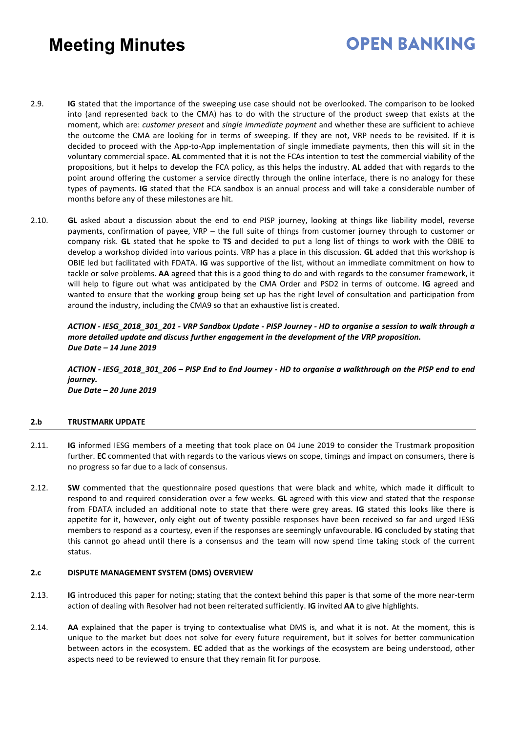2.9. **IG** stated that the importance of the sweeping use case should not be overlooked. The comparison to be looked into (and represented back to the CMA) has to do with the structure of the product sweep that exists at the moment, which are: *customer present* and *single immediate payment* and whether these are sufficient to achieve the outcome the CMA are looking for in terms of sweeping. If they are not, VRP needs to be revisited. If it is decided to proceed with the App-to-App implementation of single immediate payments, then this will sit in the voluntary commercial space. **AL** commented that it is not the FCAs intention to test the commercial viability of the propositions, but it helps to develop the FCA policy, as this helps the industry. **AL** added that with regards to the point around offering the customer a service directly through the online interface, there is no analogy for these types of payments. **IG** stated that the FCA sandbox is an annual process and will take a considerable number of months before any of these milestones are hit.

2.10. **GL** asked about a discussion about the end to end PISP journey, looking at things like liability model, reverse payments, confirmation of payee, VRP – the full suite of things from customer journey through to customer or company risk. **GL** stated that he spoke to **TS** and decided to put a long list of things to work with the OBIE to develop a workshop divided into various points. VRP has a place in this discussion. **GL** added that this workshop is OBIE led but facilitated with FDATA. **IG** was supportive of the list, without an immediate commitment on how to tackle or solve problems. **AA** agreed that this is a good thing to do and with regards to the consumer framework, it will help to figure out what was anticipated by the CMA Order and PSD2 in terms of outcome. **IG** agreed and wanted to ensure that the working group being set up has the right level of consultation and participation from around the industry, including the CMA9 so that an exhaustive list is created.

***ACTION - IESG_2018_301_201 - VRP Sandbox Update - PISP Journey - HD to organise a session to walk through a more detailed update and discuss further engagement in the development of the VRP proposition.***
***Due Date – 14 June 2019***

***ACTION - IESG_2018_301_206 – PISP End to End Journey - HD to organise a walkthrough on the PISP end to end journey.***
***Due Date – 20 June 2019***

## 2.b TRUSTMARK UPDATE

2.11. **IG** informed IESG members of a meeting that took place on 04 June 2019 to consider the Trustmark proposition further. **EC** commented that with regards to the various views on scope, timings and impact on consumers, there is no progress so far due to a lack of consensus.

2.12. **SW** commented that the questionnaire posed questions that were black and white, which made it difficult to respond to and required consideration over a few weeks. **GL** agreed with this view and stated that the response from FDATA included an additional note to state that there were grey areas. **IG** stated this looks like there is appetite for it, however, only eight out of twenty possible responses have been received so far and urged IESG members to respond as a courtesy, even if the responses are seemingly unfavourable. **IG** concluded by stating that this cannot go ahead until there is a consensus and the team will now spend time taking stock of the current status.

## 2.c DISPUTE MANAGEMENT SYSTEM (DMS) OVERVIEW

2.13. **IG** introduced this paper for noting; stating that the context behind this paper is that some of the more near-term action of dealing with Resolver had not been reiterated sufficiently. **IG** invited **AA** to give highlights.

2.14. **AA** explained that the paper is trying to contextualise what DMS is, and what it is not. At the moment, this is unique to the market but does not solve for every future requirement, but it solves for better communication between actors in the ecosystem. **EC** added that as the workings of the ecosystem are being understood, other aspects need to be reviewed to ensure that they remain fit for purpose.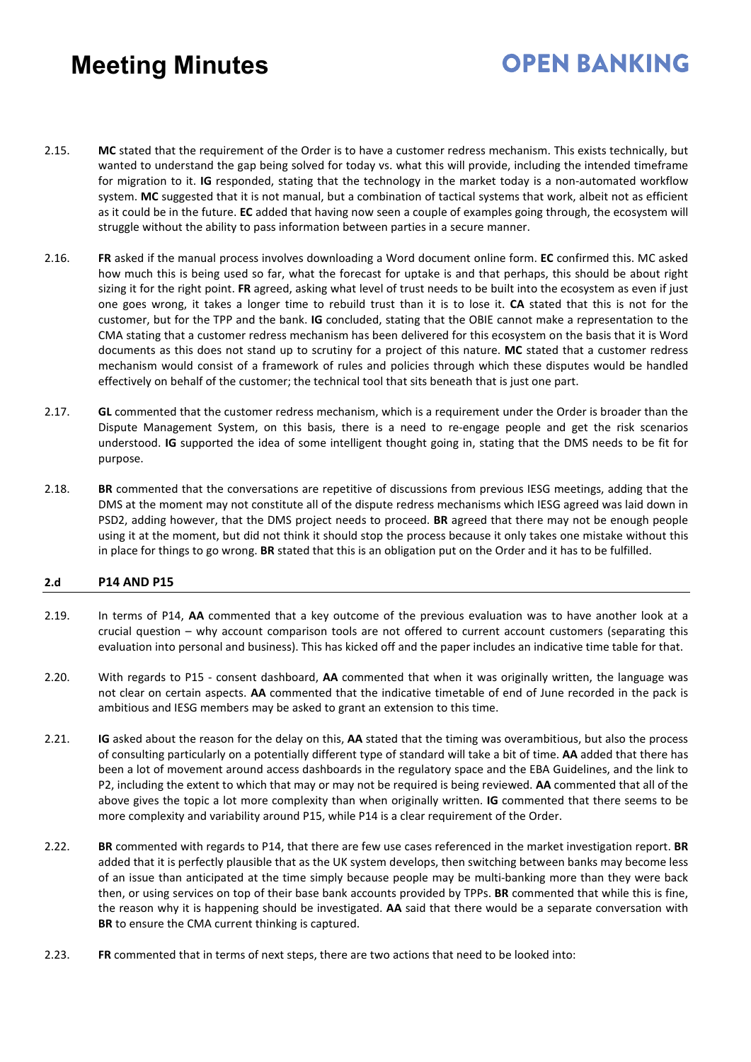2.15. **MC** stated that the requirement of the Order is to have a customer redress mechanism. This exists technically, but wanted to understand the gap being solved for today vs. what this will provide, including the intended timeframe for migration to it. **IG** responded, stating that the technology in the market today is a non-automated workflow system. **MC** suggested that it is not manual, but a combination of tactical systems that work, albeit not as efficient as it could be in the future. **EC** added that having now seen a couple of examples going through, the ecosystem will struggle without the ability to pass information between parties in a secure manner.

2.16. **FR** asked if the manual process involves downloading a Word document online form. **EC** confirmed this. MC asked how much this is being used so far, what the forecast for uptake is and that perhaps, this should be about right sizing it for the right point. **FR** agreed, asking what level of trust needs to be built into the ecosystem as even if just one goes wrong, it takes a longer time to rebuild trust than it is to lose it. **CA** stated that this is not for the customer, but for the TPP and the bank. **IG** concluded, stating that the OBIE cannot make a representation to the CMA stating that a customer redress mechanism has been delivered for this ecosystem on the basis that it is Word documents as this does not stand up to scrutiny for a project of this nature. **MC** stated that a customer redress mechanism would consist of a framework of rules and policies through which these disputes would be handled effectively on behalf of the customer; the technical tool that sits beneath that is just one part.

2.17. **GL** commented that the customer redress mechanism, which is a requirement under the Order is broader than the Dispute Management System, on this basis, there is a need to re-engage people and get the risk scenarios understood. **IG** supported the idea of some intelligent thought going in, stating that the DMS needs to be fit for purpose.

2.18. **BR** commented that the conversations are repetitive of discussions from previous IESG meetings, adding that the DMS at the moment may not constitute all of the dispute redress mechanisms which IESG agreed was laid down in PSD2, adding however, that the DMS project needs to proceed. **BR** agreed that there may not be enough people using it at the moment, but did not think it should stop the process because it only takes one mistake without this in place for things to go wrong. **BR** stated that this is an obligation put on the Order and it has to be fulfilled.

## 2.d P14 AND P15

2.19. In terms of P14, **AA** commented that a key outcome of the previous evaluation was to have another look at a crucial question – why account comparison tools are not offered to current account customers (separating this evaluation into personal and business). This has kicked off and the paper includes an indicative time table for that.

2.20. With regards to P15 - consent dashboard, **AA** commented that when it was originally written, the language was not clear on certain aspects. **AA** commented that the indicative timetable of end of June recorded in the pack is ambitious and IESG members may be asked to grant an extension to this time.

2.21. **IG** asked about the reason for the delay on this, **AA** stated that the timing was overambitious, but also the process of consulting particularly on a potentially different type of standard will take a bit of time. **AA** added that there has been a lot of movement around access dashboards in the regulatory space and the EBA Guidelines, and the link to P2, including the extent to which that may or may not be required is being reviewed. **AA** commented that all of the above gives the topic a lot more complexity than when originally written. **IG** commented that there seems to be more complexity and variability around P15, while P14 is a clear requirement of the Order.

2.22. **BR** commented with regards to P14, that there are few use cases referenced in the market investigation report. **BR** added that it is perfectly plausible that as the UK system develops, then switching between banks may become less of an issue than anticipated at the time simply because people may be multi-banking more than they were back then, or using services on top of their base bank accounts provided by TPPs. **BR** commented that while this is fine, the reason why it is happening should be investigated. **AA** said that there would be a separate conversation with **BR** to ensure the CMA current thinking is captured.

2.23. **FR** commented that in terms of next steps, there are two actions that need to be looked into: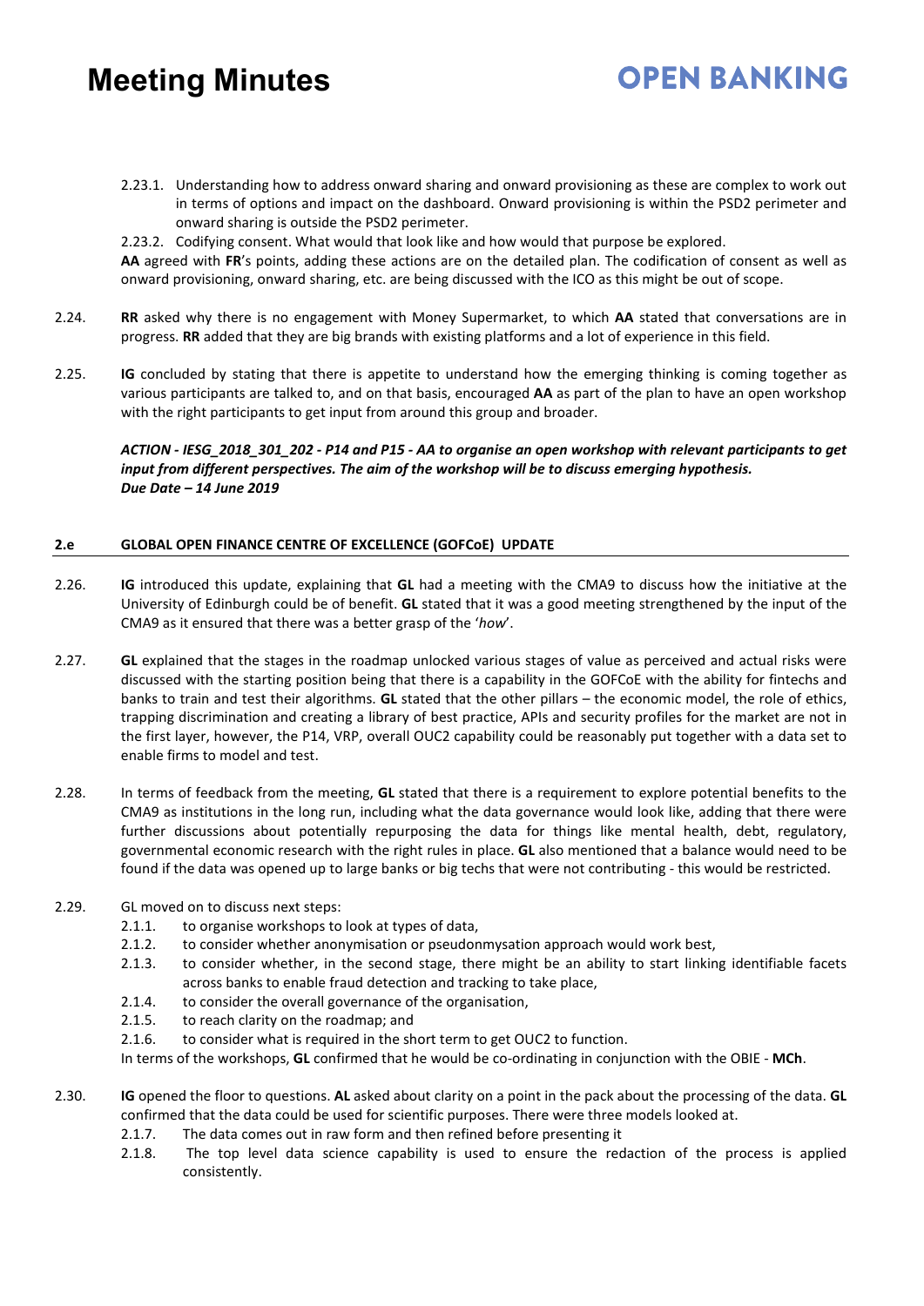2.23.1. Understanding how to address onward sharing and onward provisioning as these are complex to work out in terms of options and impact on the dashboard. Onward provisioning is within the PSD2 perimeter and onward sharing is outside the PSD2 perimeter.

2.23.2. Codifying consent. What would that look like and how would that purpose be explored.

**AA** agreed with **FR**'s points, adding these actions are on the detailed plan. The codification of consent as well as onward provisioning, onward sharing, etc. are being discussed with the ICO as this might be out of scope.

2.24. **RR** asked why there is no engagement with Money Supermarket, to which **AA** stated that conversations are in progress. **RR** added that they are big brands with existing platforms and a lot of experience in this field.

2.25. **IG** concluded by stating that there is appetite to understand how the emerging thinking is coming together as various participants are talked to, and on that basis, encouraged **AA** as part of the plan to have an open workshop with the right participants to get input from around this group and broader.

***ACTION - IESG_2018_301_202 - P14 and P15 - AA to organise an open workshop with relevant participants to get input from different perspectives. The aim of the workshop will be to discuss emerging hypothesis.***
***Due Date – 14 June 2019***

## 2.e GLOBAL OPEN FINANCE CENTRE OF EXCELLENCE (GOFCoE) UPDATE

2.26. **IG** introduced this update, explaining that **GL** had a meeting with the CMA9 to discuss how the initiative at the University of Edinburgh could be of benefit. **GL** stated that it was a good meeting strengthened by the input of the CMA9 as it ensured that there was a better grasp of the '*how*'.

2.27. **GL** explained that the stages in the roadmap unlocked various stages of value as perceived and actual risks were discussed with the starting position being that there is a capability in the GOFCoE with the ability for fintechs and banks to train and test their algorithms. **GL** stated that the other pillars – the economic model, the role of ethics, trapping discrimination and creating a library of best practice, APIs and security profiles for the market are not in the first layer, however, the P14, VRP, overall OUC2 capability could be reasonably put together with a data set to enable firms to model and test.

2.28. In terms of feedback from the meeting, **GL** stated that there is a requirement to explore potential benefits to the CMA9 as institutions in the long run, including what the data governance would look like, adding that there were further discussions about potentially repurposing the data for things like mental health, debt, regulatory, governmental economic research with the right rules in place. **GL** also mentioned that a balance would need to be found if the data was opened up to large banks or big techs that were not contributing - this would be restricted.

2.29. GL moved on to discuss next steps:

2.1.1. to organise workshops to look at types of data,

2.1.2. to consider whether anonymisation or pseudonmysation approach would work best,

2.1.3. to consider whether, in the second stage, there might be an ability to start linking identifiable facets across banks to enable fraud detection and tracking to take place,

2.1.4. to consider the overall governance of the organisation,

2.1.5. to reach clarity on the roadmap; and

2.1.6. to consider what is required in the short term to get OUC2 to function.

In terms of the workshops, **GL** confirmed that he would be co-ordinating in conjunction with the OBIE - **MCh**.

2.30. **IG** opened the floor to questions. **AL** asked about clarity on a point in the pack about the processing of the data. **GL** confirmed that the data could be used for scientific purposes. There were three models looked at.

2.1.7. The data comes out in raw form and then refined before presenting it

2.1.8. The top level data science capability is used to ensure the redaction of the process is applied consistently.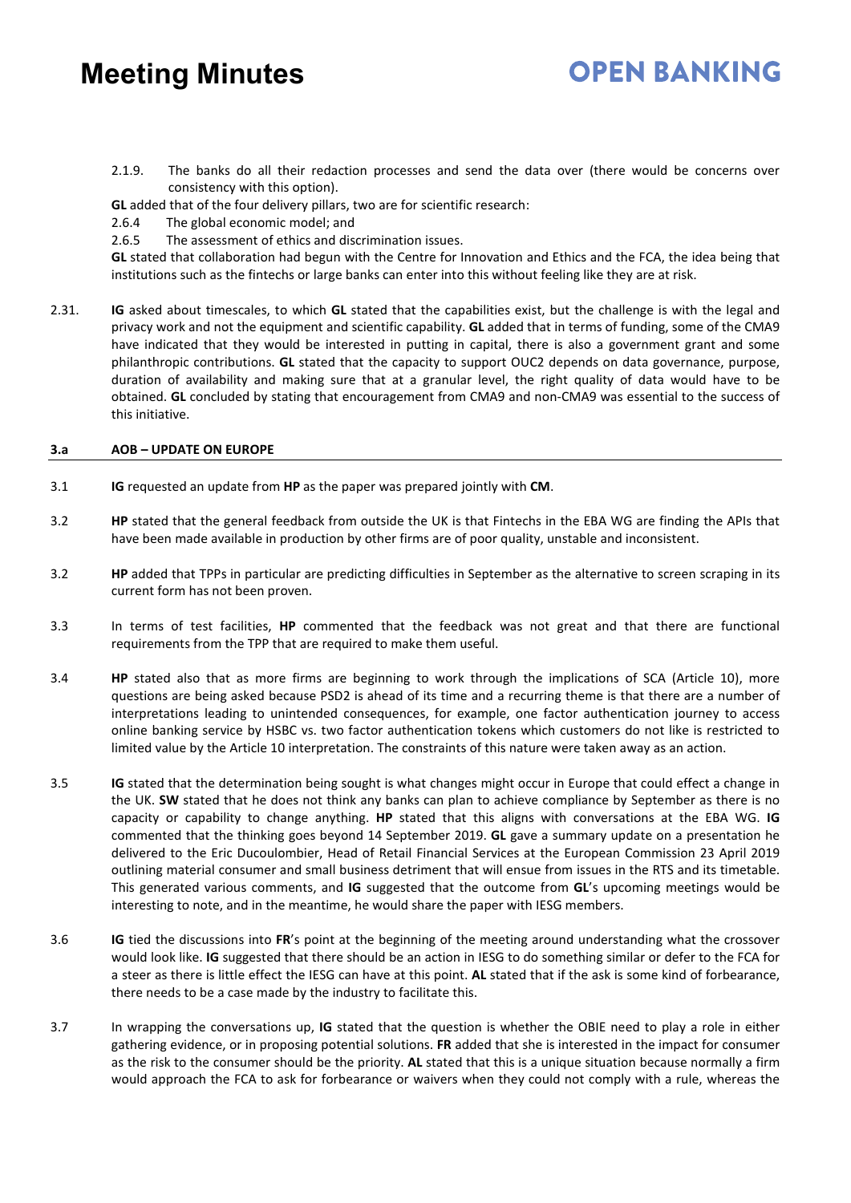2.1.9. The banks do all their redaction processes and send the data over (there would be concerns over consistency with this option).

**GL** added that of the four delivery pillars, two are for scientific research:

2.6.4 The global economic model; and

2.6.5 The assessment of ethics and discrimination issues.

**GL** stated that collaboration had begun with the Centre for Innovation and Ethics and the FCA, the idea being that institutions such as the fintechs or large banks can enter into this without feeling like they are at risk.

2.31. **IG** asked about timescales, to which **GL** stated that the capabilities exist, but the challenge is with the legal and privacy work and not the equipment and scientific capability. **GL** added that in terms of funding, some of the CMA9 have indicated that they would be interested in putting in capital, there is also a government grant and some philanthropic contributions. **GL** stated that the capacity to support OUC2 depends on data governance, purpose, duration of availability and making sure that at a granular level, the right quality of data would have to be obtained. **GL** concluded by stating that encouragement from CMA9 and non-CMA9 was essential to the success of this initiative.

## 3.a AOB – UPDATE ON EUROPE

3.1 **IG** requested an update from **HP** as the paper was prepared jointly with **CM**.

3.2 **HP** stated that the general feedback from outside the UK is that Fintechs in the EBA WG are finding the APIs that have been made available in production by other firms are of poor quality, unstable and inconsistent.

3.2 **HP** added that TPPs in particular are predicting difficulties in September as the alternative to screen scraping in its current form has not been proven.

3.3 In terms of test facilities, **HP** commented that the feedback was not great and that there are functional requirements from the TPP that are required to make them useful.

3.4 **HP** stated also that as more firms are beginning to work through the implications of SCA (Article 10), more questions are being asked because PSD2 is ahead of its time and a recurring theme is that there are a number of interpretations leading to unintended consequences, for example, one factor authentication journey to access online banking service by HSBC vs. two factor authentication tokens which customers do not like is restricted to limited value by the Article 10 interpretation. The constraints of this nature were taken away as an action.

3.5 **IG** stated that the determination being sought is what changes might occur in Europe that could effect a change in the UK. **SW** stated that he does not think any banks can plan to achieve compliance by September as there is no capacity or capability to change anything. **HP** stated that this aligns with conversations at the EBA WG. **IG** commented that the thinking goes beyond 14 September 2019. **GL** gave a summary update on a presentation he delivered to the Eric Ducoulombier, Head of Retail Financial Services at the European Commission 23 April 2019 outlining material consumer and small business detriment that will ensue from issues in the RTS and its timetable. This generated various comments, and **IG** suggested that the outcome from **GL**'s upcoming meetings would be interesting to note, and in the meantime, he would share the paper with IESG members.

3.6 **IG** tied the discussions into **FR**'s point at the beginning of the meeting around understanding what the crossover would look like. **IG** suggested that there should be an action in IESG to do something similar or defer to the FCA for a steer as there is little effect the IESG can have at this point. **AL** stated that if the ask is some kind of forbearance, there needs to be a case made by the industry to facilitate this.

3.7 In wrapping the conversations up, **IG** stated that the question is whether the OBIE need to play a role in either gathering evidence, or in proposing potential solutions. **FR** added that she is interested in the impact for consumer as the risk to the consumer should be the priority. **AL** stated that this is a unique situation because normally a firm would approach the FCA to ask for forbearance or waivers when they could not comply with a rule, whereas the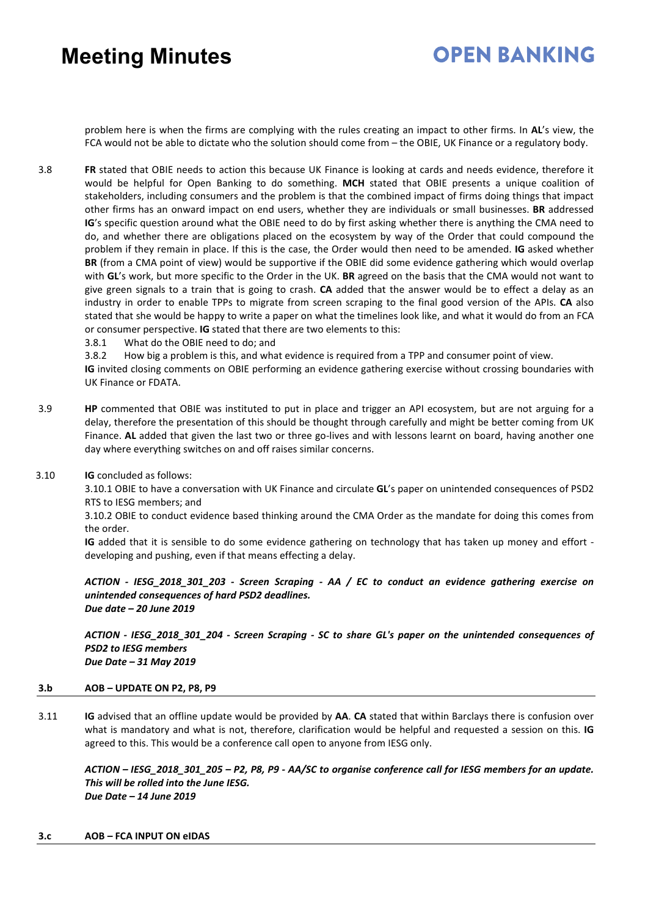problem here is when the firms are complying with the rules creating an impact to other firms. In **AL**'s view, the FCA would not be able to dictate who the solution should come from – the OBIE, UK Finance or a regulatory body.

3.8 **FR** stated that OBIE needs to action this because UK Finance is looking at cards and needs evidence, therefore it would be helpful for Open Banking to do something. **MCH** stated that OBIE presents a unique coalition of stakeholders, including consumers and the problem is that the combined impact of firms doing things that impact other firms has an onward impact on end users, whether they are individuals or small businesses. **BR** addressed **IG**'s specific question around what the OBIE need to do by first asking whether there is anything the CMA need to do, and whether there are obligations placed on the ecosystem by way of the Order that could compound the problem if they remain in place. If this is the case, the Order would then need to be amended. **IG** asked whether **BR** (from a CMA point of view) would be supportive if the OBIE did some evidence gathering which would overlap with **GL**'s work, but more specific to the Order in the UK. **BR** agreed on the basis that the CMA would not want to give green signals to a train that is going to crash. **CA** added that the answer would be to effect a delay as an industry in order to enable TPPs to migrate from screen scraping to the final good version of the APIs. **CA** also stated that she would be happy to write a paper on what the timelines look like, and what it would do from an FCA or consumer perspective. **IG** stated that there are two elements to this:

3.8.1 What do the OBIE need to do; and

3.8.2 How big a problem is this, and what evidence is required from a TPP and consumer point of view.

**IG** invited closing comments on OBIE performing an evidence gathering exercise without crossing boundaries with UK Finance or FDATA.

3.9 **HP** commented that OBIE was instituted to put in place and trigger an API ecosystem, but are not arguing for a delay, therefore the presentation of this should be thought through carefully and might be better coming from UK Finance. **AL** added that given the last two or three go-lives and with lessons learnt on board, having another one day where everything switches on and off raises similar concerns.

3.10 **IG** concluded as follows:

3.10.1 OBIE to have a conversation with UK Finance and circulate **GL**'s paper on unintended consequences of PSD2 RTS to IESG members; and

3.10.2 OBIE to conduct evidence based thinking around the CMA Order as the mandate for doing this comes from the order.

**IG** added that it is sensible to do some evidence gathering on technology that has taken up money and effort - developing and pushing, even if that means effecting a delay.

***ACTION - IESG_2018_301_203 - Screen Scraping - AA / EC to conduct an evidence gathering exercise on unintended consequences of hard PSD2 deadlines.***
***Due date – 20 June 2019***

***ACTION - IESG_2018_301_204 - Screen Scraping - SC to share GL's paper on the unintended consequences of PSD2 to IESG members***
***Due Date – 31 May 2019***

### 3.b AOB – UPDATE ON P2, P8, P9

3.11 **IG** advised that an offline update would be provided by **AA**. **CA** stated that within Barclays there is confusion over what is mandatory and what is not, therefore, clarification would be helpful and requested a session on this. **IG** agreed to this. This would be a conference call open to anyone from IESG only.

***ACTION – IESG_2018_301_205 – P2, P8, P9 - AA/SC to organise conference call for IESG members for an update. This will be rolled into the June IESG.***
***Due Date – 14 June 2019***

### 3.c AOB – FCA INPUT ON eIDAS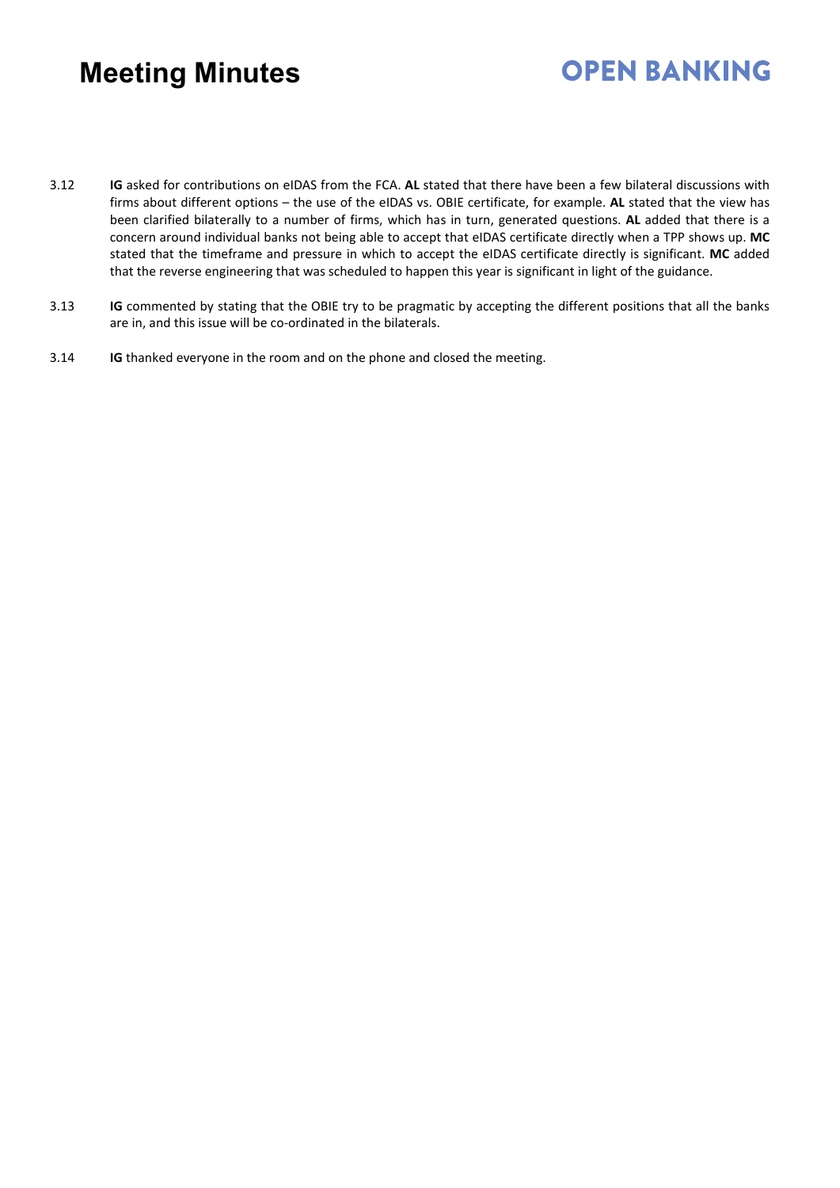3.12 **IG** asked for contributions on eIDAS from the FCA. **AL** stated that there have been a few bilateral discussions with firms about different options – the use of the eIDAS vs. OBIE certificate, for example. **AL** stated that the view has been clarified bilaterally to a number of firms, which has in turn, generated questions. **AL** added that there is a concern around individual banks not being able to accept that eIDAS certificate directly when a TPP shows up. **MC** stated that the timeframe and pressure in which to accept the eIDAS certificate directly is significant. **MC** added that the reverse engineering that was scheduled to happen this year is significant in light of the guidance.

3.13 **IG** commented by stating that the OBIE try to be pragmatic by accepting the different positions that all the banks are in, and this issue will be co-ordinated in the bilaterals.

3.14 **IG** thanked everyone in the room and on the phone and closed the meeting.